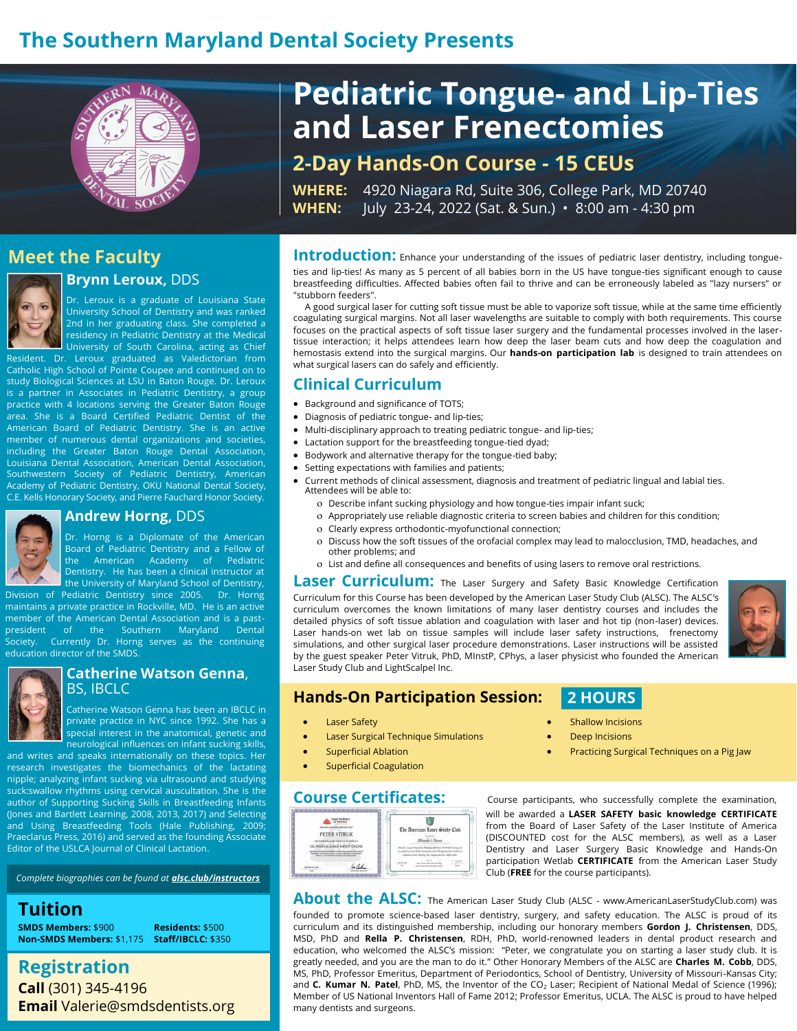## The Southern Maryland Dental Society Presents

# Pediatric Tongue- and Lip-Ties and Laser Frenectomies

## 2-Day Hands-On Course - 15 CEUs

**WHERE:** 4920 Niagara Rd, Suite 306, College Park, MD 20740
**WHEN:** July 23-24, 2022 (Sat. & Sun.) • 8:00 am - 4:30 pm

## Meet the Faculty

### Brynn Leroux, DDS

Dr. Leroux is a graduate of Louisiana State University School of Dentistry and was ranked 2nd in her graduating class. She completed a residency in Pediatric Dentistry at the Medical University of South Carolina, acting as Chief Resident. Dr. Leroux graduated as Valedictorian from Catholic High School of Pointe Coupee and continued on to study Biological Sciences at LSU in Baton Rouge. Dr. Leroux is a partner in Associates in Pediatric Dentistry, a group practice with 4 locations serving the Greater Baton Rouge area. She is a Board Certified Pediatric Dentist of the American Board of Pediatric Dentistry. She is an active member of numerous dental organizations and societies, including the Greater Baton Rouge Dental Association, Louisiana Dental Association, American Dental Association, Southwestern Society of Pediatric Dentistry, American Academy of Pediatric Dentistry, OKU National Dental Society, C.E. Kells Honorary Society, and Pierre Fauchard Honor Society.

### Andrew Horng, DDS

Dr. Horng is a Diplomate of the American Board of Pediatric Dentistry and a Fellow of the American Academy of Pediatric Dentistry. He has been a clinical instructor at the University of Maryland School of Dentistry, Division of Pediatric Dentistry since 2005. Dr. Horng maintains a private practice in Rockville, MD. He is an active member of the American Dental Association and is a past-president of the Southern Maryland Dental Society. Currently Dr. Horng serves as the continuing education director of the SMDS.

### Catherine Watson Genna, BS, IBCLC

Catherine Watson Genna has been an IBCLC in private practice in NYC since 1992. She has a special interest in the anatomical, genetic and neurological influences on infant sucking skills, and writes and speaks internationally on these topics. Her research investigates the biomechanics of the lactating nipple; analyzing infant sucking via ultrasound and studying suck:swallow rhythms using cervical auscultation. She is the author of Supporting Sucking Skills in Breastfeeding Infants (Jones and Bartlett Learning, 2008, 2013, 2017) and Selecting and Using Breastfeeding Tools (Hale Publishing, 2009; Praeclarus Press, 2016) and served as the founding Associate Editor of the USLCA Journal of Clinical Lactation.

*Complete biographies can be found at **alsc.club/instructors***

## Tuition

**SMDS Members:** $900
**Residents:** $500
**Non-SMDS Members:** $1,175
**Staff/IBCLC:** $350

## Registration

**Call** (301) 345-4196
**Email** Valerie@smdsdentists.org

## Introduction:

Enhance your understanding of the issues of pediatric laser dentistry, including tongue-ties and lip-ties! As many as 5 percent of all babies born in the US have tongue-ties significant enough to cause breastfeeding difficulties. Affected babies often fail to thrive and can be erroneously labeled as "lazy nursers" or "stubborn feeders".

A good surgical laser for cutting soft tissue must be able to vaporize soft tissue, while at the same time efficiently coagulating surgical margins. Not all laser wavelengths are suitable to comply with both requirements. This course focuses on the practical aspects of soft tissue laser surgery and the fundamental processes involved in the laser-tissue interaction; it helps attendees learn how deep the laser beam cuts and how deep the coagulation and hemostasis extend into the surgical margins. Our **hands-on participation lab** is designed to train attendees on what surgical lasers can do safely and efficiently.

## Clinical Curriculum

- Background and significance of TOTS;
- Diagnosis of pediatric tongue- and lip-ties;
- Multi-disciplinary approach to treating pediatric tongue- and lip-ties;
- Lactation support for the breastfeeding tongue-tied dyad;
- Bodywork and alternative therapy for the tongue-tied baby;
- Setting expectations with families and patients;
- Current methods of clinical assessment, diagnosis and treatment of pediatric lingual and labial ties. Attendees will be able to:
  - Describe infant sucking physiology and how tongue-ties impair infant suck;
  - Appropriately use reliable diagnostic criteria to screen babies and children for this condition;
  - Clearly express orthodontic-myofunctional connection;
  - Discuss how the soft tissues of the orofacial complex may lead to malocclusion, TMD, headaches, and other problems; and
  - List and define all consequences and benefits of using lasers to remove oral restrictions.

## Laser Curriculum:

The Laser Surgery and Safety Basic Knowledge Certification Curriculum for this Course has been developed by the American Laser Study Club (ALSC). The ALSC's curriculum overcomes the known limitations of many laser dentistry courses and includes the detailed physics of soft tissue ablation and coagulation with laser and hot tip (non-laser) devices. Laser hands-on wet lab on tissue samples will include laser safety instructions, frenectomy simulations, and other surgical laser procedure demonstrations. Laser instructions will be assisted by the guest speaker Peter Vitruk, PhD, MInstP, CPhys, a laser physicist who founded the American Laser Study Club and LightScalpel Inc.

## Hands-On Participation Session: 2 HOURS

- Laser Safety
- Laser Surgical Technique Simulations
- Superficial Ablation
- Superficial Coagulation
- Shallow Incisions
- Deep Incisions
- Practicing Surgical Techniques on a Pig Jaw

## Course Certificates:

Course participants, who successfully complete the examination, will be awarded a **LASER SAFETY basic knowledge CERTIFICATE** from the Board of Laser Safety of the Laser Institute of America (DISCOUNTED cost for the ALSC members), as well as a Laser Dentistry and Laser Surgery Basic Knowledge and Hands-On participation Wetlab **CERTIFICATE** from the American Laser Study Club (**FREE** for the course participants).

## About the ALSC:

The American Laser Study Club (ALSC - www.AmericanLaserStudyClub.com) was founded to promote science-based laser dentistry, surgery, and safety education. The ALSC is proud of its curriculum and its distinguished membership, including our honorary members **Gordon J. Christensen**, DDS, MSD, PhD and **Rella P. Christensen**, RDH, PhD, world-renowned leaders in dental product research and education, who welcomed the ALSC's mission: "Peter, we congratulate you on starting a laser study club. It is greatly needed, and you are the man to do it." Other Honorary Members of the ALSC are **Charles M. Cobb**, DDS, MS, PhD, Professor Emeritus, Department of Periodontics, School of Dentistry, University of Missouri-Kansas City; and **C. Kumar N. Patel**, PhD, MS, the Inventor of the $CO_2$ Laser; Recipient of National Medal of Science (1996); Member of US National Inventors Hall of Fame 2012; Professor Emeritus, UCLA. The ALSC is proud to have helped many dentists and surgeons.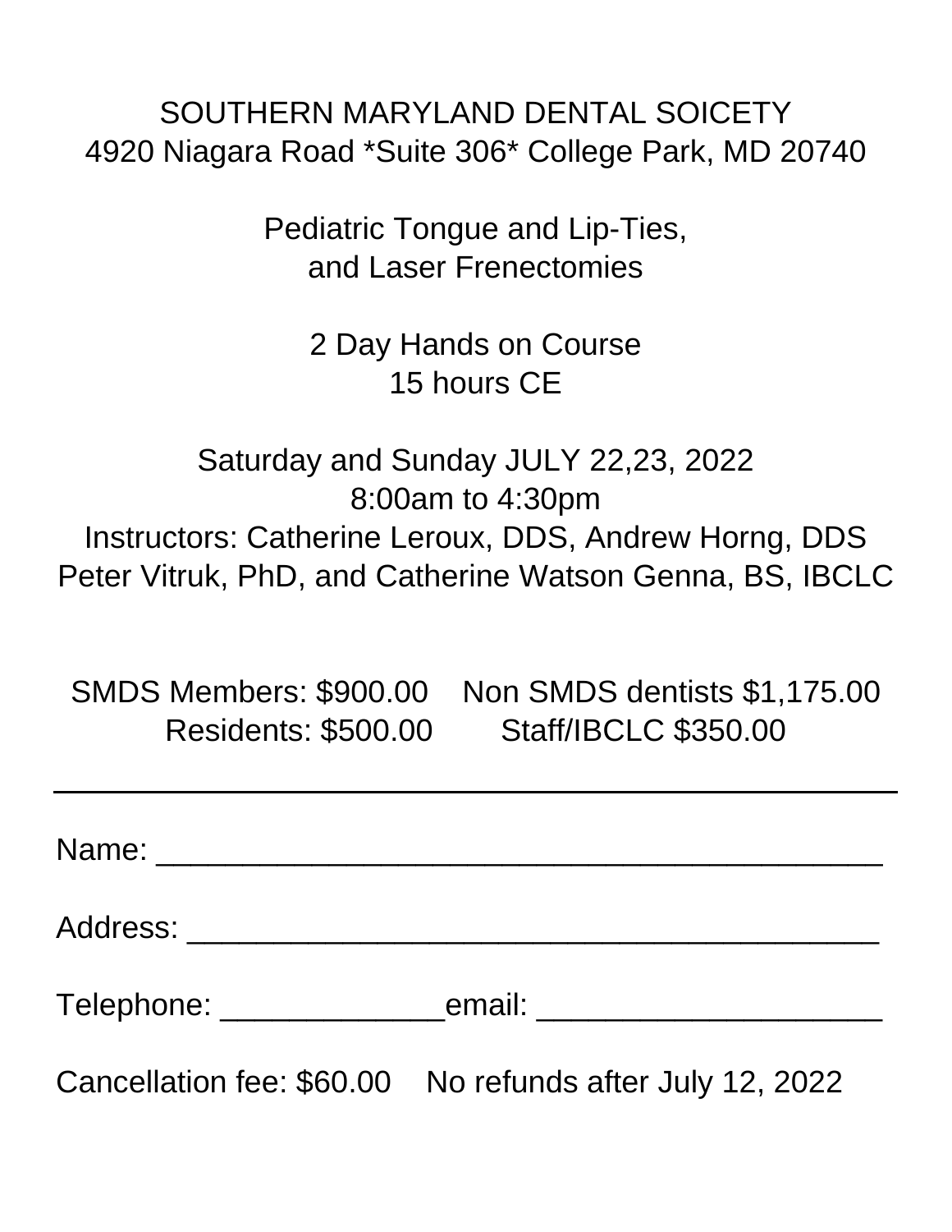SOUTHERN MARYLAND DENTAL SOICETY
4920 Niagara Road *Suite 306* College Park, MD 20740

Pediatric Tongue and Lip-Ties,
and Laser Frenectomies

2 Day Hands on Course
15 hours CE

Saturday and Sunday JULY 22,23, 2022
8:00am to 4:30pm
Instructors: Catherine Leroux, DDS, Andrew Horng, DDS
Peter Vitruk, PhD, and Catherine Watson Genna, BS, IBCLC

SMDS Members: $900.00    Non SMDS dentists $1,175.00
Residents: $500.00    Staff/IBCLC $350.00

---

Name: ________________________________________

Address: ______________________________________

Telephone: _____________email: ____________________

Cancellation fee: $60.00    No refunds after July 12, 2022